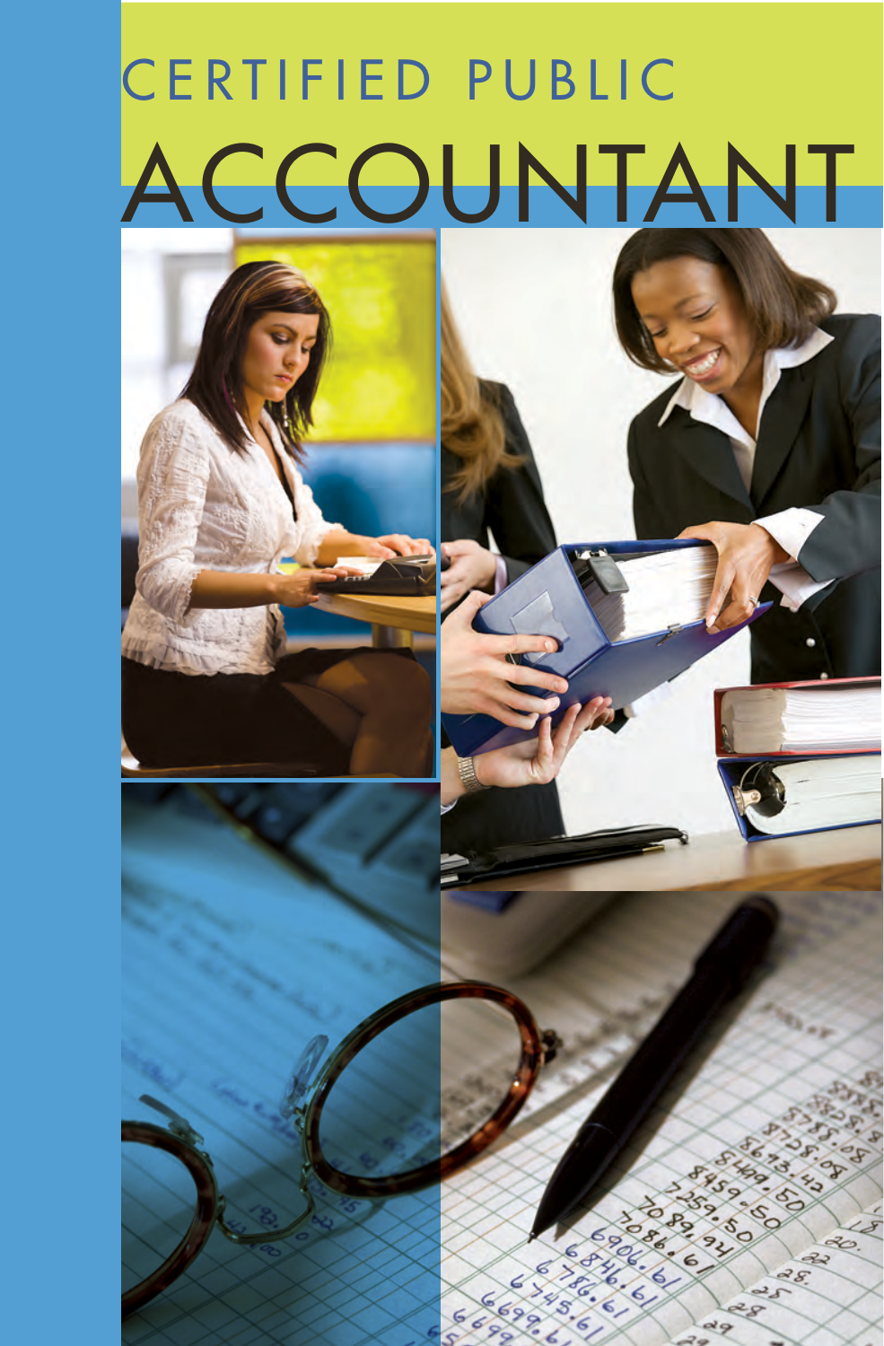# CERTIFIED PUBLIC ACCOUNTANT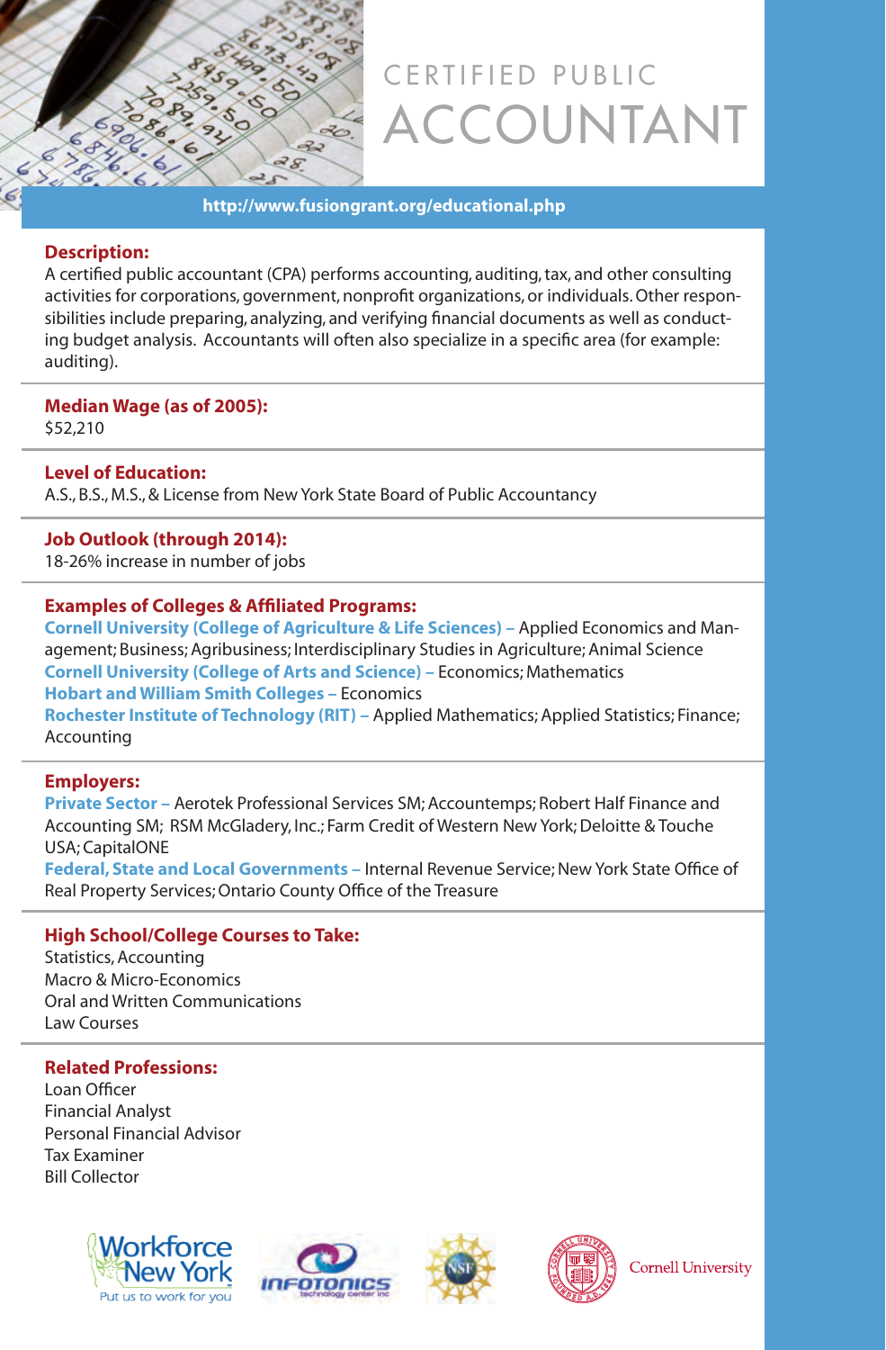# CERTIFIED PUBLIC ACCOUNTANT

http://www.fusiongrant.org/educational.php

**Description:**
A certified public accountant (CPA) performs accounting, auditing, tax, and other consulting activities for corporations, government, nonprofit organizations, or individuals. Other responsibilities include preparing, analyzing, and verifying financial documents as well as conducting budget analysis. Accountants will often also specialize in a specific area (for example: auditing).

**Median Wage (as of 2005):**
$52,210

**Level of Education:**
A.S., B.S., M.S., & License from New York State Board of Public Accountancy

**Job Outlook (through 2014):**
18-26% increase in number of jobs

**Examples of Colleges & Affiliated Programs:**
**Cornell University (College of Agriculture & Life Sciences) –** Applied Economics and Management; Business; Agribusiness; Interdisciplinary Studies in Agriculture; Animal Science
**Cornell University (College of Arts and Science) –** Economics; Mathematics
**Hobart and William Smith Colleges –** Economics
**Rochester Institute of Technology (RIT) –** Applied Mathematics; Applied Statistics; Finance; Accounting

**Employers:**
**Private Sector –** Aerotek Professional Services SM; Accountemps; Robert Half Finance and Accounting SM; RSM McGladery, Inc.; Farm Credit of Western New York; Deloitte & Touche USA; CapitalONE
**Federal, State and Local Governments –** Internal Revenue Service; New York State Office of Real Property Services; Ontario County Office of the Treasure

**High School/College Courses to Take:**
Statistics, Accounting
Macro & Micro-Economics
Oral and Written Communications
Law Courses

**Related Professions:**
Loan Officer
Financial Analyst
Personal Financial Advisor
Tax Examiner
Bill Collector

Workforce New York — Put us to work for you
INFOTONICS technology center inc
Cornell University